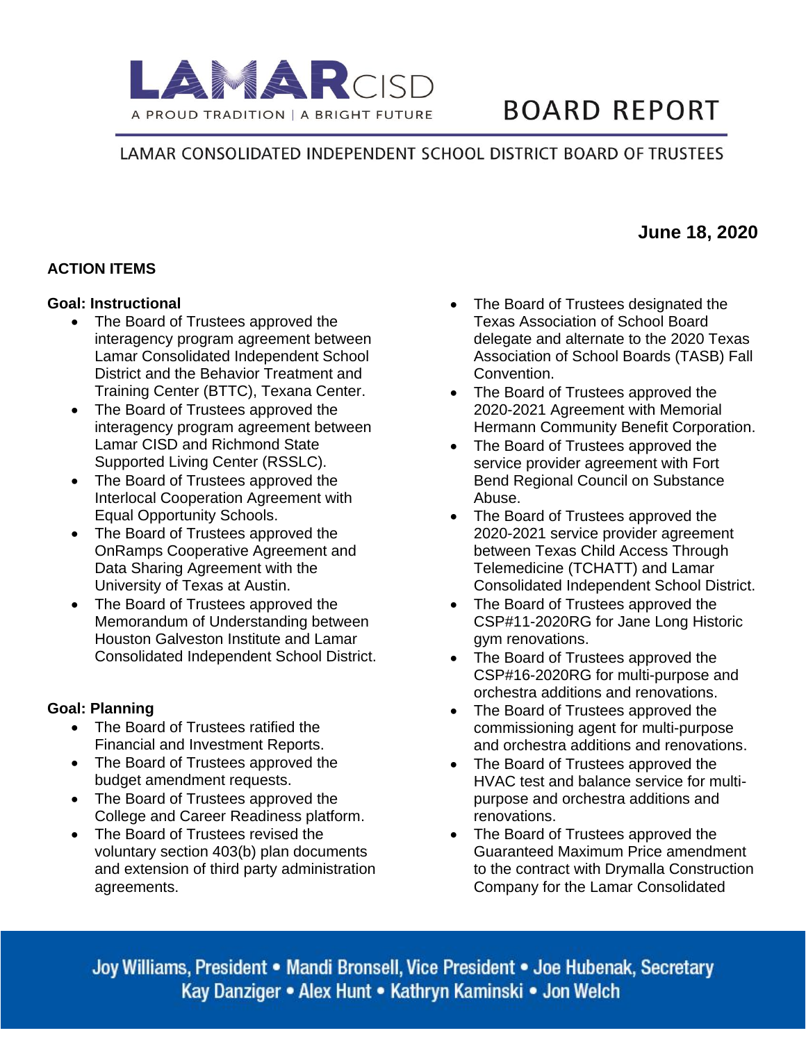# LAMAR CISD

A PROUD TRADITION | A BRIGHT FUTURE

# BOARD REPORT

LAMAR CONSOLIDATED INDEPENDENT SCHOOL DISTRICT BOARD OF TRUSTEES

**June 18, 2020**

## ACTION ITEMS

### Goal: Instructional

- The Board of Trustees approved the interagency program agreement between Lamar Consolidated Independent School District and the Behavior Treatment and Training Center (BTTC), Texana Center.
- The Board of Trustees approved the interagency program agreement between Lamar CISD and Richmond State Supported Living Center (RSSLC).
- The Board of Trustees approved the Interlocal Cooperation Agreement with Equal Opportunity Schools.
- The Board of Trustees approved the OnRamps Cooperative Agreement and Data Sharing Agreement with the University of Texas at Austin.
- The Board of Trustees approved the Memorandum of Understanding between Houston Galveston Institute and Lamar Consolidated Independent School District.

### Goal: Planning

- The Board of Trustees ratified the Financial and Investment Reports.
- The Board of Trustees approved the budget amendment requests.
- The Board of Trustees approved the College and Career Readiness platform.
- The Board of Trustees revised the voluntary section 403(b) plan documents and extension of third party administration agreements.
- The Board of Trustees designated the Texas Association of School Board delegate and alternate to the 2020 Texas Association of School Boards (TASB) Fall Convention.
- The Board of Trustees approved the 2020-2021 Agreement with Memorial Hermann Community Benefit Corporation.
- The Board of Trustees approved the service provider agreement with Fort Bend Regional Council on Substance Abuse.
- The Board of Trustees approved the 2020-2021 service provider agreement between Texas Child Access Through Telemedicine (TCHATT) and Lamar Consolidated Independent School District.
- The Board of Trustees approved the CSP#11-2020RG for Jane Long Historic gym renovations.
- The Board of Trustees approved the CSP#16-2020RG for multi-purpose and orchestra additions and renovations.
- The Board of Trustees approved the commissioning agent for multi-purpose and orchestra additions and renovations.
- The Board of Trustees approved the HVAC test and balance service for multi-purpose and orchestra additions and renovations.
- The Board of Trustees approved the Guaranteed Maximum Price amendment to the contract with Drymalla Construction Company for the Lamar Consolidated

Joy Williams, President • Mandi Bronsell, Vice President • Joe Hubenak, Secretary
Kay Danziger • Alex Hunt • Kathryn Kaminski • Jon Welch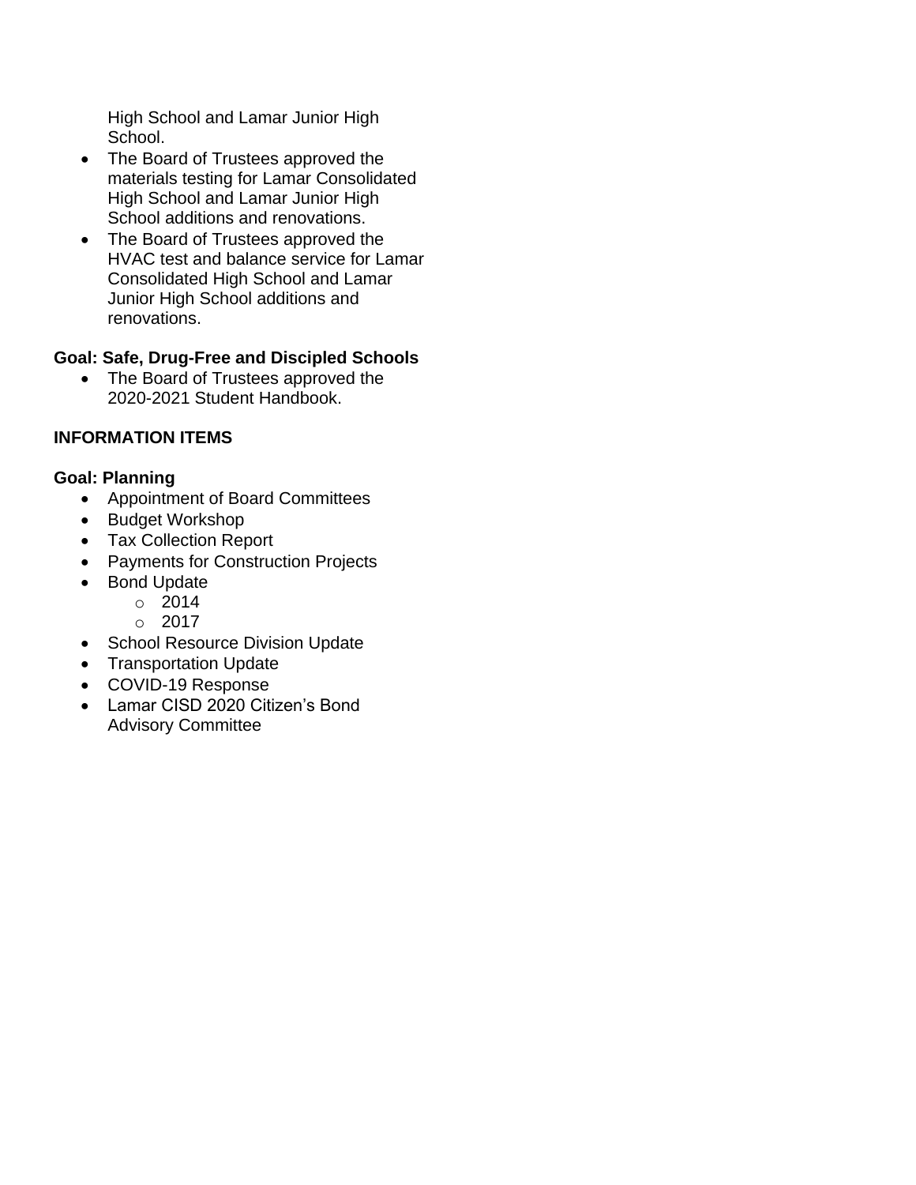High School and Lamar Junior High School.

- The Board of Trustees approved the materials testing for Lamar Consolidated High School and Lamar Junior High School additions and renovations.
- The Board of Trustees approved the HVAC test and balance service for Lamar Consolidated High School and Lamar Junior High School additions and renovations.

**Goal: Safe, Drug-Free and Discipled Schools**

- The Board of Trustees approved the 2020-2021 Student Handbook.

**INFORMATION ITEMS**

**Goal: Planning**

- Appointment of Board Committees
- Budget Workshop
- Tax Collection Report
- Payments for Construction Projects
- Bond Update
  - 2014
  - 2017
- School Resource Division Update
- Transportation Update
- COVID-19 Response
- Lamar CISD 2020 Citizen's Bond Advisory Committee